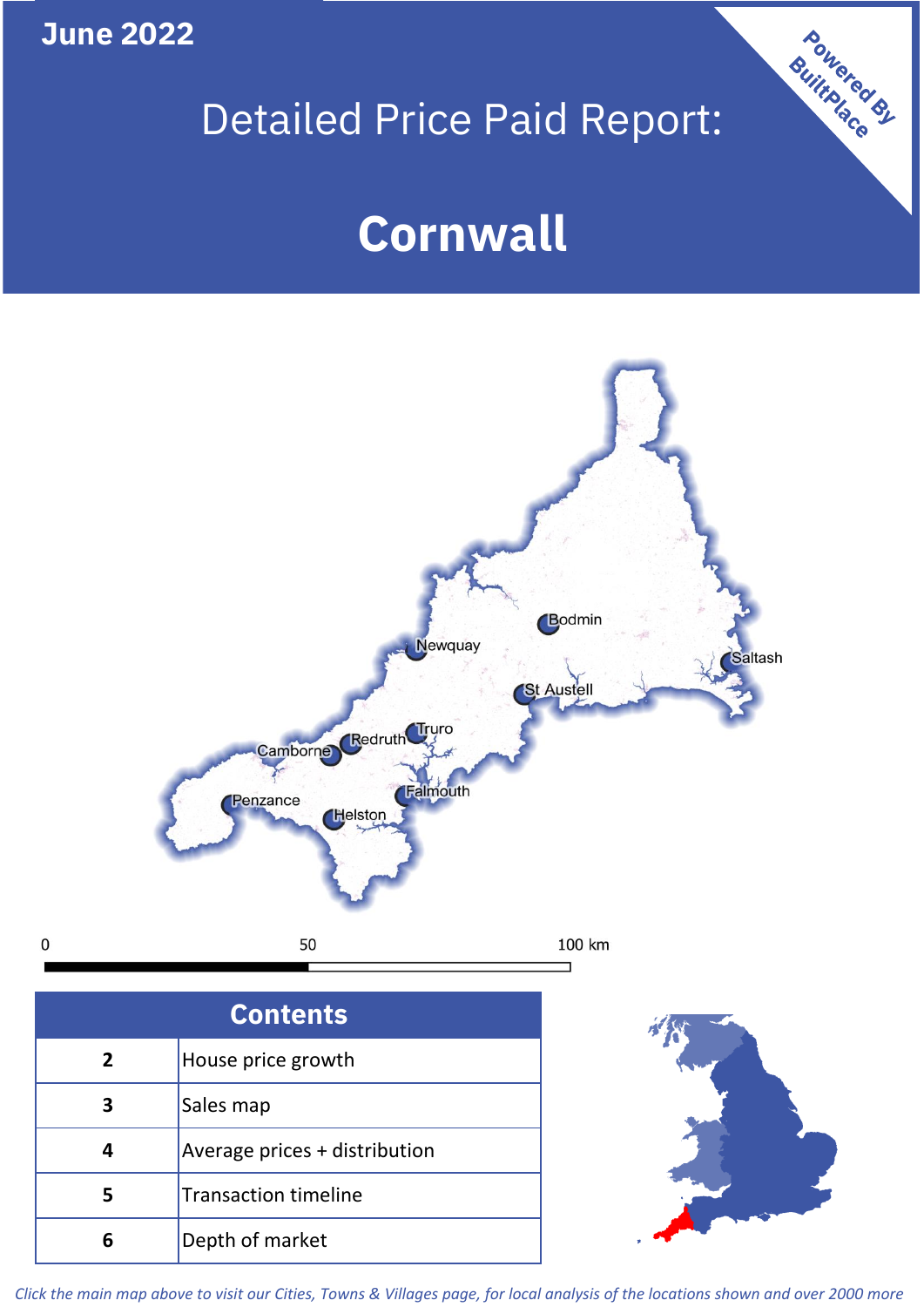June 2022

# Detailed Price Paid Report:

# Cornwall

Powered By BuiltPlace

| Contents | |
|---|---|
| 2 | House price growth |
| 3 | Sales map |
| 4 | Average prices + distribution |
| 5 | Transaction timeline |
| 6 | Depth of market |

*Click the main map above to visit our Cities, Towns & Villages page, for local analysis of the locations shown and over 2000 more*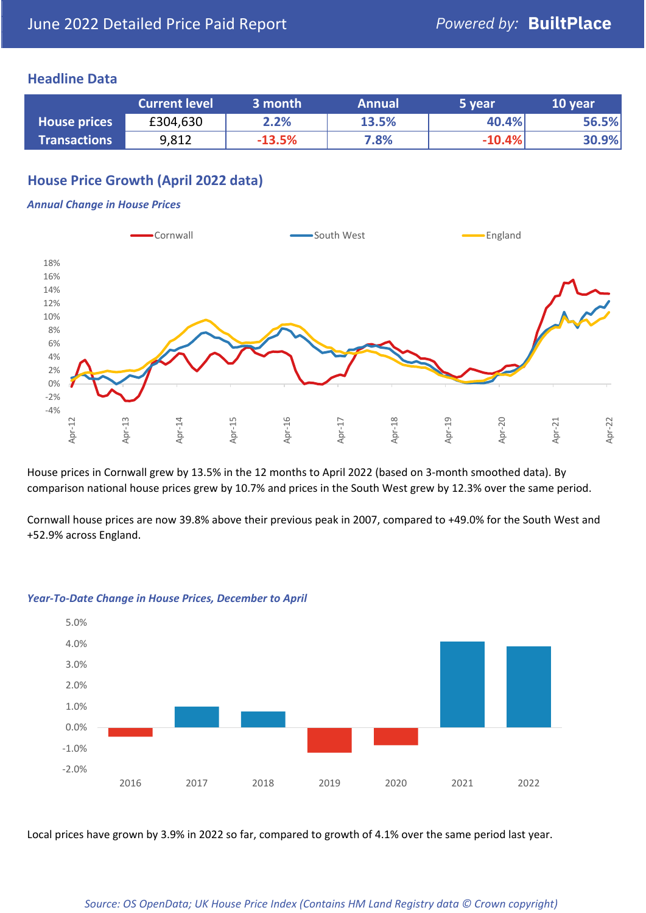## Headline Data

| | Current level | 3 month | Annual | 5 year | 10 year |
|---|---|---|---|---|---|
| House prices | £304,630 | 2.2% | 13.5% | 40.4% | 56.5% |
| Transactions | 9,812 | -13.5% | 7.8% | -10.4% | 30.9% |

## House Price Growth (April 2022 data)

*Annual Change in House Prices*

House prices in Cornwall grew by 13.5% in the 12 months to April 2022 (based on 3-month smoothed data). By comparison national house prices grew by 10.7% and prices in the South West grew by 12.3% over the same period.

Cornwall house prices are now 39.8% above their previous peak in 2007, compared to +49.0% for the South West and +52.9% across England.

*Year-To-Date Change in House Prices, December to April*

Local prices have grown by 3.9% in 2022 so far, compared to growth of 4.1% over the same period last year.

*Source: OS OpenData; UK House Price Index (Contains HM Land Registry data © Crown copyright)*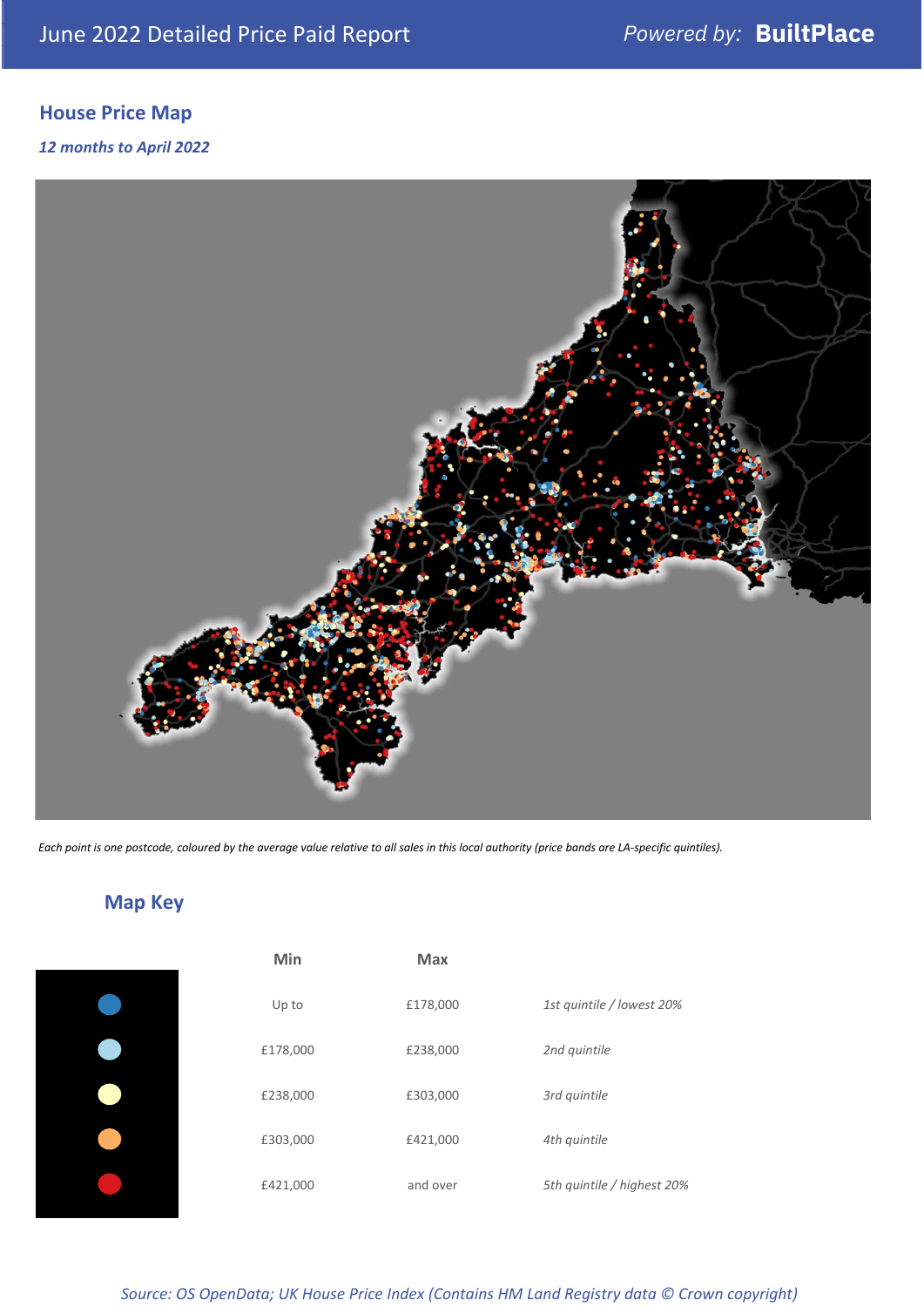June 2022 Detailed Price Paid Report

Powered by: **BuiltPlace**

## House Price Map

*12 months to April 2022*

*Each point is one postcode, coloured by the average value relative to all sales in this local authority (price bands are LA-specific quintiles).*

## Map Key

| | Min | Max | |
|---|---|---|---|
| (dark blue) | Up to | £178,000 | *1st quintile / lowest 20%* |
| (light blue) | £178,000 | £238,000 | *2nd quintile* |
| (pale yellow) | £238,000 | £303,000 | *3rd quintile* |
| (orange) | £303,000 | £421,000 | *4th quintile* |
| (red) | £421,000 | and over | *5th quintile / highest 20%* |

*Source: OS OpenData; UK House Price Index (Contains HM Land Registry data © Crown copyright)*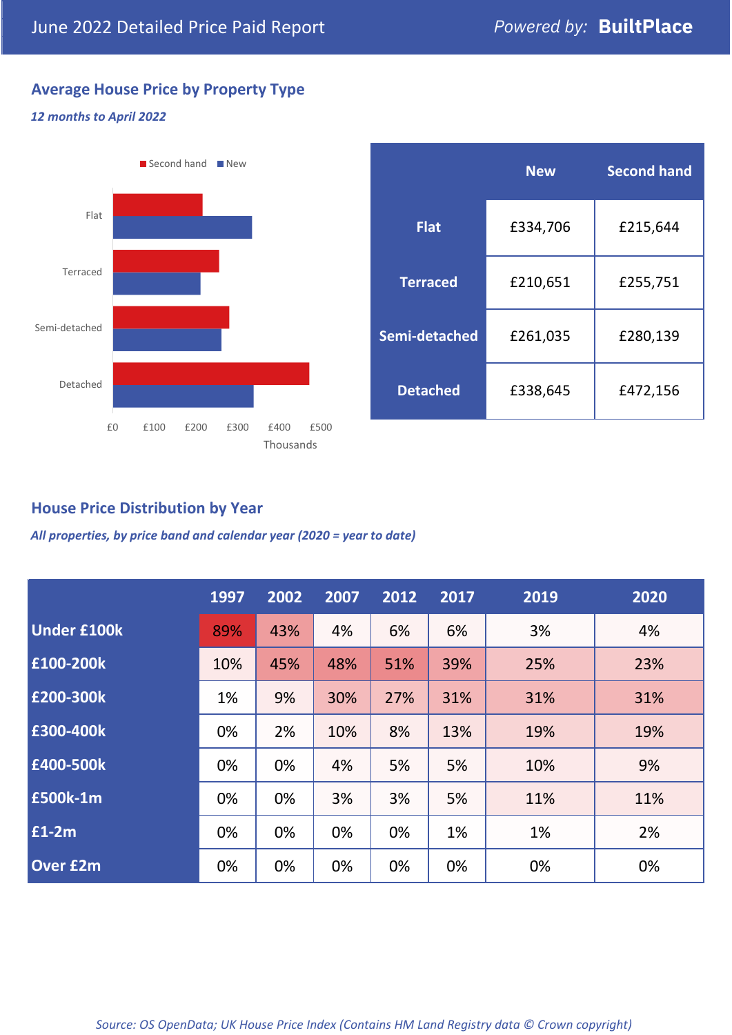# June 2022 Detailed Price Paid Report

Powered by: **BuiltPlace**

## Average House Price by Property Type

*12 months to April 2022*

Second hand | New

Flat
Terraced
Semi-detached
Detached

£0 £100 £200 £300 £400 £500
Thousands

| | New | Second hand |
|---|---|---|
| **Flat** | £334,706 | £215,644 |
| **Terraced** | £210,651 | £255,751 |
| **Semi-detached** | £261,035 | £280,139 |
| **Detached** | £338,645 | £472,156 |

## House Price Distribution by Year

*All properties, by price band and calendar year (2020 = year to date)*

| | 1997 | 2002 | 2007 | 2012 | 2017 | 2019 | 2020 |
|---|---|---|---|---|---|---|---|
| **Under £100k** | 89% | 43% | 4% | 6% | 6% | 3% | 4% |
| **£100-200k** | 10% | 45% | 48% | 51% | 39% | 25% | 23% |
| **£200-300k** | 1% | 9% | 30% | 27% | 31% | 31% | 31% |
| **£300-400k** | 0% | 2% | 10% | 8% | 13% | 19% | 19% |
| **£400-500k** | 0% | 0% | 4% | 5% | 5% | 10% | 9% |
| **£500k-1m** | 0% | 0% | 3% | 3% | 5% | 11% | 11% |
| **£1-2m** | 0% | 0% | 0% | 0% | 1% | 1% | 2% |
| **Over £2m** | 0% | 0% | 0% | 0% | 0% | 0% | 0% |

*Source: OS OpenData; UK House Price Index (Contains HM Land Registry data © Crown copyright)*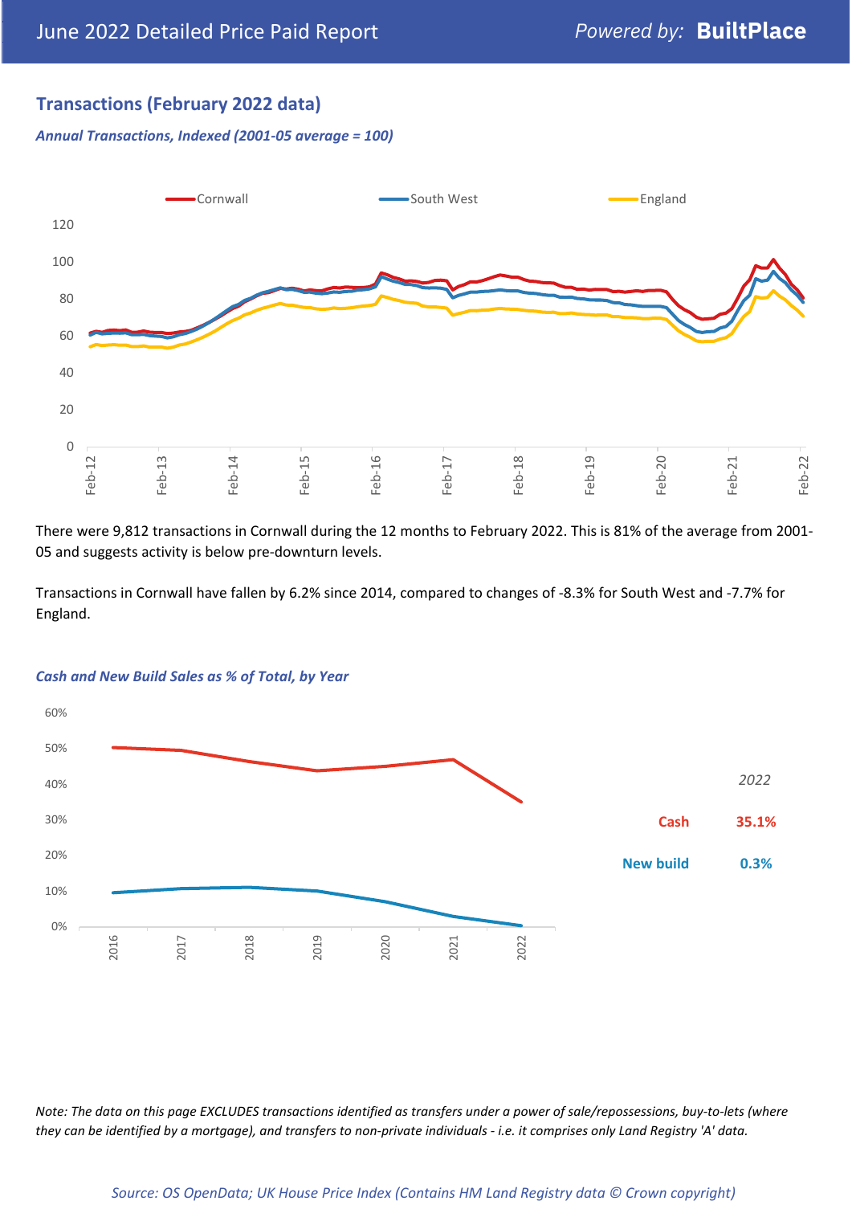## Transactions (February 2022 data)

*Annual Transactions, Indexed (2001-05 average = 100)*

There were 9,812 transactions in Cornwall during the 12 months to February 2022. This is 81% of the average from 2001-05 and suggests activity is below pre-downturn levels.

Transactions in Cornwall have fallen by 6.2% since 2014, compared to changes of -8.3% for South West and -7.7% for England.

*Cash and New Build Sales as % of Total, by Year*

*2022*

| | |
|---|---|
| Cash | 35.1% |
| New build | 0.3% |

*Note: The data on this page EXCLUDES transactions identified as transfers under a power of sale/repossessions, buy-to-lets (where they can be identified by a mortgage), and transfers to non-private individuals - i.e. it comprises only Land Registry 'A' data.*

*Source: OS OpenData; UK House Price Index (Contains HM Land Registry data © Crown copyright)*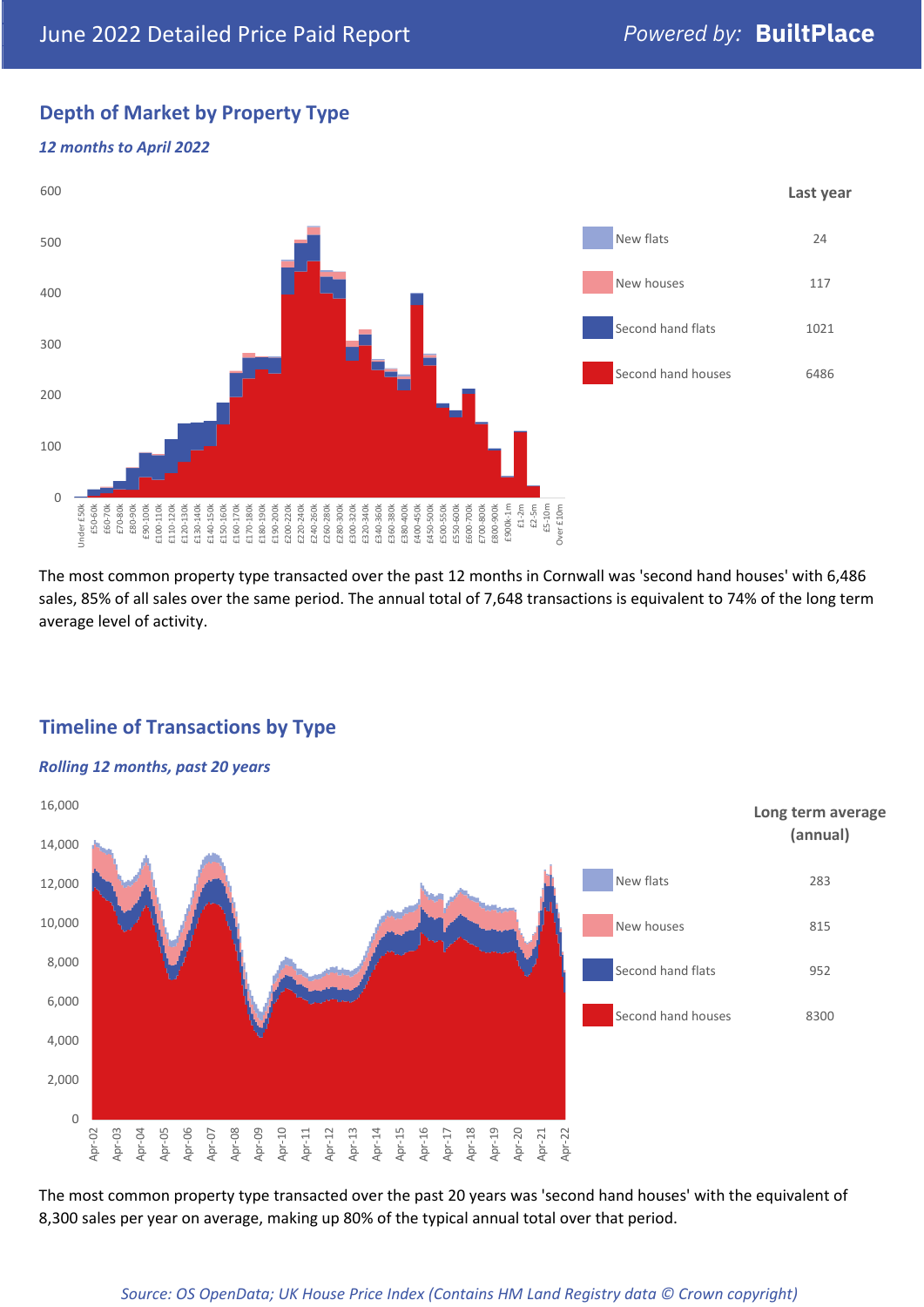June 2022 Detailed Price Paid Report

Powered by: **BuiltPlace**

## Depth of Market by Property Type

*12 months to April 2022*

600
500
400
300
200
100
0

Under £50k, £50-60k, £60-70k, £70-80k, £80-90k, £90-100k, £100-110k, £110-120k, £120-130k, £130-140k, £140-150k, £150-160k, £160-170k, £170-180k, £180-190k, £190-200k, £200-220k, £220-240k, £240-260k, £260-280k, £280-300k, £300-320k, £320-340k, £340-360k, £360-380k, £380-400k, £400-450k, £450-500k, £500-550k, £550-600k, £600-700k, £700-800k, £800-900k, £900k-1m, £1-2m, £2-5m, £5-10m, Over £10m

**Last year**

New flats 24
New houses 117
Second hand flats 1021
Second hand houses 6486

The most common property type transacted over the past 12 months in Cornwall was 'second hand houses' with 6,486 sales, 85% of all sales over the same period. The annual total of 7,648 transactions is equivalent to 74% of the long term average level of activity.

## Timeline of Transactions by Type

*Rolling 12 months, past 20 years*

16,000
14,000
12,000
10,000
8,000
6,000
4,000
2,000
0

Apr-02, Apr-03, Apr-04, Apr-05, Apr-06, Apr-07, Apr-08, Apr-09, Apr-10, Apr-11, Apr-12, Apr-13, Apr-14, Apr-15, Apr-16, Apr-17, Apr-18, Apr-19, Apr-20, Apr-21, Apr-22

**Long term average (annual)**

New flats 283
New houses 815
Second hand flats 952
Second hand houses 8300

The most common property type transacted over the past 20 years was 'second hand houses' with the equivalent of 8,300 sales per year on average, making up 80% of the typical annual total over that period.

*Source: OS OpenData; UK House Price Index (Contains HM Land Registry data © Crown copyright)*